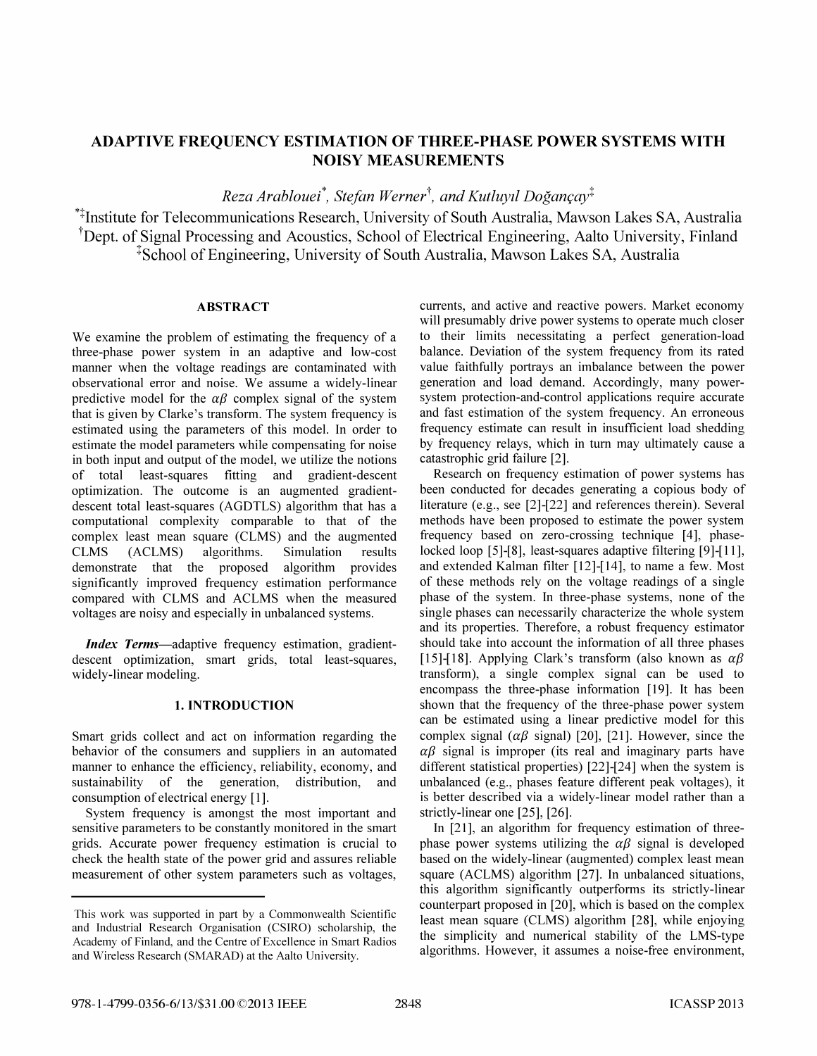# ADAPTIVE FREQUENCY ESTIMATION OF THREE-PHASE POWER SYSTEMS WITH NOISY MEASUREMENTS

*Reza Arablouei*[*]*, Stefan Werner*[†]*, and Kutluyıl Doğançay*[‡]

[*‡]Institute for Telecommunications Research, University of South Australia, Mawson Lakes SA, Australia
[†]Dept. of Signal Processing and Acoustics, School of Electrical Engineering, Aalto University, Finland
[‡]School of Engineering, University of South Australia, Mawson Lakes SA, Australia

## ABSTRACT

We examine the problem of estimating the frequency of a three-phase power system in an adaptive and low-cost manner when the voltage readings are contaminated with observational error and noise. We assume a widely-linear predictive model for the $\alpha\beta$ complex signal of the system that is given by Clarke's transform. The system frequency is estimated using the parameters of this model. In order to estimate the model parameters while compensating for noise in both input and output of the model, we utilize the notions of total least-squares fitting and gradient-descent optimization. The outcome is an augmented gradient-descent total least-squares (AGDTLS) algorithm that has a computational complexity comparable to that of the complex least mean square (CLMS) and the augmented CLMS (ACLMS) algorithms. Simulation results demonstrate that the proposed algorithm provides significantly improved frequency estimation performance compared with CLMS and ACLMS when the measured voltages are noisy and especially in unbalanced systems.

***Index Terms***—adaptive frequency estimation, gradient-descent optimization, smart grids, total least-squares, widely-linear modeling.

## 1. INTRODUCTION

Smart grids collect and act on information regarding the behavior of the consumers and suppliers in an automated manner to enhance the efficiency, reliability, economy, and sustainability of the generation, distribution, and consumption of electrical energy [1].

System frequency is amongst the most important and sensitive parameters to be constantly monitored in the smart grids. Accurate power frequency estimation is crucial to check the health state of the power grid and assures reliable measurement of other system parameters such as voltages, currents, and active and reactive powers. Market economy will presumably drive power systems to operate much closer to their limits necessitating a perfect generation-load balance. Deviation of the system frequency from its rated value faithfully portrays an imbalance between the power generation and load demand. Accordingly, many power-system protection-and-control applications require accurate and fast estimation of the system frequency. An erroneous frequency estimate can result in insufficient load shedding by frequency relays, which in turn may ultimately cause a catastrophic grid failure [2].

Research on frequency estimation of power systems has been conducted for decades generating a copious body of literature (e.g., see [2]-[22] and references therein). Several methods have been proposed to estimate the power system frequency based on zero-crossing technique [4], phase-locked loop [5]-[8], least-squares adaptive filtering [9]-[11], and extended Kalman filter [12]-[14], to name a few. Most of these methods rely on the voltage readings of a single phase of the system. In three-phase systems, none of the single phases can necessarily characterize the whole system and its properties. Therefore, a robust frequency estimator should take into account the information of all three phases [15]-[18]. Applying Clark's transform (also known as $\alpha\beta$ transform), a single complex signal can be used to encompass the three-phase information [19]. It has been shown that the frequency of the three-phase power system can be estimated using a linear predictive model for this complex signal ($\alpha\beta$ signal) [20], [21]. However, since the $\alpha\beta$ signal is improper (its real and imaginary parts have different statistical properties) [22]-[24] when the system is unbalanced (e.g., phases feature different peak voltages), it is better described via a widely-linear model rather than a strictly-linear one [25], [26].

In [21], an algorithm for frequency estimation of three-phase power systems utilizing the $\alpha\beta$ signal is developed based on the widely-linear (augmented) complex least mean square (ACLMS) algorithm [27]. In unbalanced situations, this algorithm significantly outperforms its strictly-linear counterpart proposed in [20], which is based on the complex least mean square (CLMS) algorithm [28], while enjoying the simplicity and numerical stability of the LMS-type algorithms. However, it assumes a noise-free environment,

This work was supported in part by a Commonwealth Scientific and Industrial Research Organisation (CSIRO) scholarship, the Academy of Finland, and the Centre of Excellence in Smart Radios and Wireless Research (SMARAD) at the Aalto University.

978-1-4799-0356-6/13/$31.00 ©2013 IEEE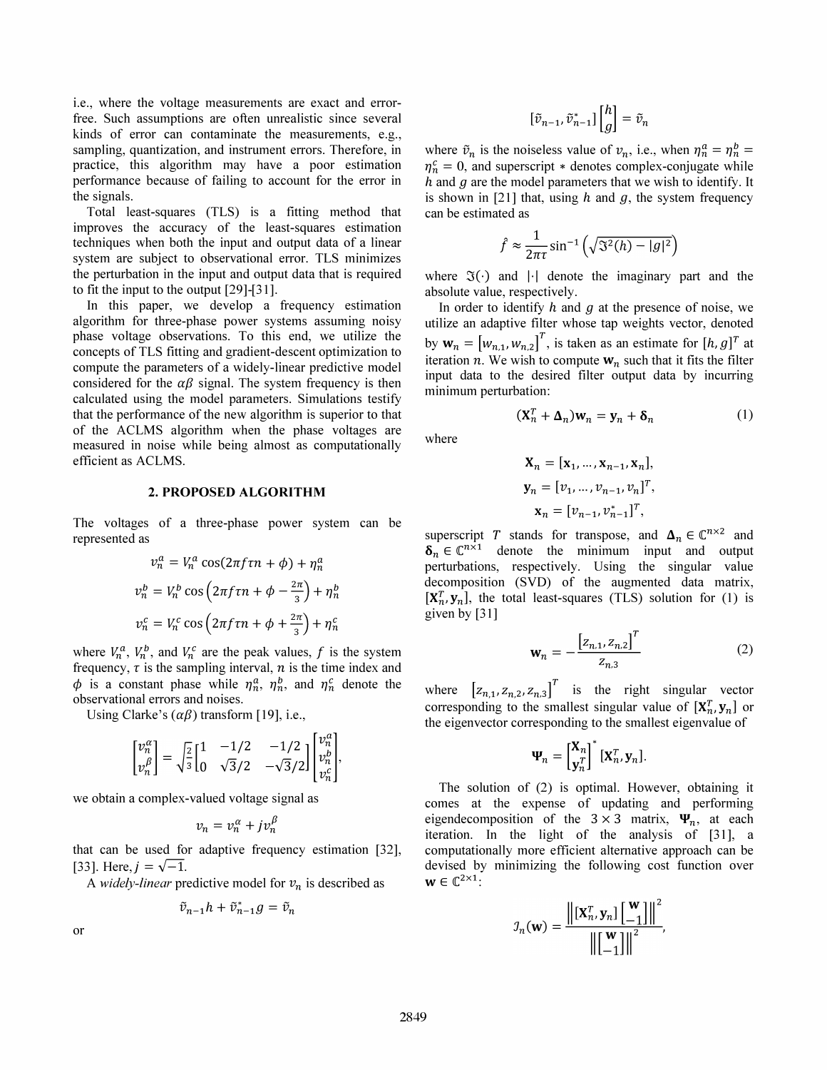i.e., where the voltage measurements are exact and error-free. Such assumptions are often unrealistic since several kinds of error can contaminate the measurements, e.g., sampling, quantization, and instrument errors. Therefore, in practice, this algorithm may have a poor estimation performance because of failing to account for the error in the signals.

Total least-squares (TLS) is a fitting method that improves the accuracy of the least-squares estimation techniques when both the input and output data of a linear system are subject to observational error. TLS minimizes the perturbation in the input and output data that is required to fit the input to the output [29]-[31].

In this paper, we develop a frequency estimation algorithm for three-phase power systems assuming noisy phase voltage observations. To this end, we utilize the concepts of TLS fitting and gradient-descent optimization to compute the parameters of a widely-linear predictive model considered for the $\alpha\beta$ signal. The system frequency is then calculated using the model parameters. Simulations testify that the performance of the new algorithm is superior to that of the ACLMS algorithm when the phase voltages are measured in noise while being almost as computationally efficient as ACLMS.

## 2. PROPOSED ALGORITHM

The voltages of a three-phase power system can be represented as

$$v_n^a = V_n^a \cos(2\pi f \tau n + \phi) + \eta_n^a$$

$$v_n^b = V_n^b \cos\left(2\pi f \tau n + \phi - \tfrac{2\pi}{3}\right) + \eta_n^b$$

$$v_n^c = V_n^c \cos\left(2\pi f \tau n + \phi + \tfrac{2\pi}{3}\right) + \eta_n^c$$

where $V_n^a$, $V_n^b$, and $V_n^c$ are the peak values, $f$ is the system frequency, $\tau$ is the sampling interval, $n$ is the time index and $\phi$ is a constant phase while $\eta_n^a$, $\eta_n^b$, and $\eta_n^c$ denote the observational errors and noises.

Using Clarke's ($\alpha\beta$) transform [19], i.e.,

$$\begin{bmatrix} v_n^\alpha \\ v_n^\beta \end{bmatrix} = \sqrt{\tfrac{2}{3}} \begin{bmatrix} 1 & -1/2 & -1/2 \\ 0 & \sqrt{3}/2 & -\sqrt{3}/2 \end{bmatrix} \begin{bmatrix} v_n^a \\ v_n^b \\ v_n^c \end{bmatrix},$$

we obtain a complex-valued voltage signal as

$$v_n = v_n^\alpha + j v_n^\beta$$

that can be used for adaptive frequency estimation [32], [33]. Here, $j = \sqrt{-1}$.

A *widely-linear* predictive model for $v_n$ is described as

$$\tilde{v}_{n-1} h + \tilde{v}_{n-1}^* g = \tilde{v}_n$$

or

$$[\tilde{v}_{n-1}, \tilde{v}_{n-1}^*] \begin{bmatrix} h \\ g \end{bmatrix} = \tilde{v}_n$$

where $\tilde{v}_n$ is the noiseless value of $v_n$, i.e., when $\eta_n^a = \eta_n^b = \eta_n^c = 0$, and superscript $*$ denotes complex-conjugate while $h$ and $g$ are the model parameters that we wish to identify. It is shown in [21] that, using $h$ and $g$, the system frequency can be estimated as

$$\hat{f} \approx \frac{1}{2\pi\tau} \sin^{-1}\left(\sqrt{\Im^2(h) - |g|^2}\right)$$

where $\Im(\cdot)$ and $|\cdot|$ denote the imaginary part and the absolute value, respectively.

In order to identify $h$ and $g$ at the presence of noise, we utilize an adaptive filter whose tap weights vector, denoted by $\mathbf{w}_n = [w_{n,1}, w_{n,2}]^T$, is taken as an estimate for $[h, g]^T$ at iteration $n$. We wish to compute $\mathbf{w}_n$ such that it fits the filter input data to the desired filter output data by incurring minimum perturbation:

$$(\mathbf{X}_n^T + \mathbf{\Delta}_n)\mathbf{w}_n = \mathbf{y}_n + \boldsymbol{\delta}_n \tag{1}$$

where

$$\mathbf{X}_n = [\mathbf{x}_1, \ldots, \mathbf{x}_{n-1}, \mathbf{x}_n],$$

$$\mathbf{y}_n = [v_1, \ldots, v_{n-1}, v_n]^T,$$

$$\mathbf{x}_n = [v_{n-1}, v_{n-1}^*]^T,$$

superscript $T$ stands for transpose, and $\mathbf{\Delta}_n \in \mathbb{C}^{n\times 2}$ and $\boldsymbol{\delta}_n \in \mathbb{C}^{n\times 1}$ denote the minimum input and output perturbations, respectively. Using the singular value decomposition (SVD) of the augmented data matrix, $[\mathbf{X}_n^T, \mathbf{y}_n]$, the total least-squares (TLS) solution for (1) is given by [31]

$$\mathbf{w}_n = -\frac{[z_{n,1}, z_{n,2}]^T}{z_{n,3}} \tag{2}$$

where $[z_{n,1}, z_{n,2}, z_{n,3}]^T$ is the right singular vector corresponding to the smallest singular value of $[\mathbf{X}_n^T, \mathbf{y}_n]$ or the eigenvector corresponding to the smallest eigenvalue of

$$\mathbf{\Psi}_n = \begin{bmatrix} \mathbf{X}_n \\ \mathbf{y}_n^T \end{bmatrix}^* [\mathbf{X}_n^T, \mathbf{y}_n].$$

The solution of (2) is optimal. However, obtaining it comes at the expense of updating and performing eigendecomposition of the $3 \times 3$ matrix, $\mathbf{\Psi}_n$, at each iteration. In the light of the analysis of [31], a computationally more efficient alternative approach can be devised by minimizing the following cost function over $\mathbf{w} \in \mathbb{C}^{2\times 1}$:

$$\mathcal{J}_n(\mathbf{w}) = \frac{\left\| [\mathbf{X}_n^T, \mathbf{y}_n] \begin{bmatrix} \mathbf{w} \\ -1 \end{bmatrix} \right\|^2}{\left\| \begin{bmatrix} \mathbf{w} \\ -1 \end{bmatrix} \right\|^2},$$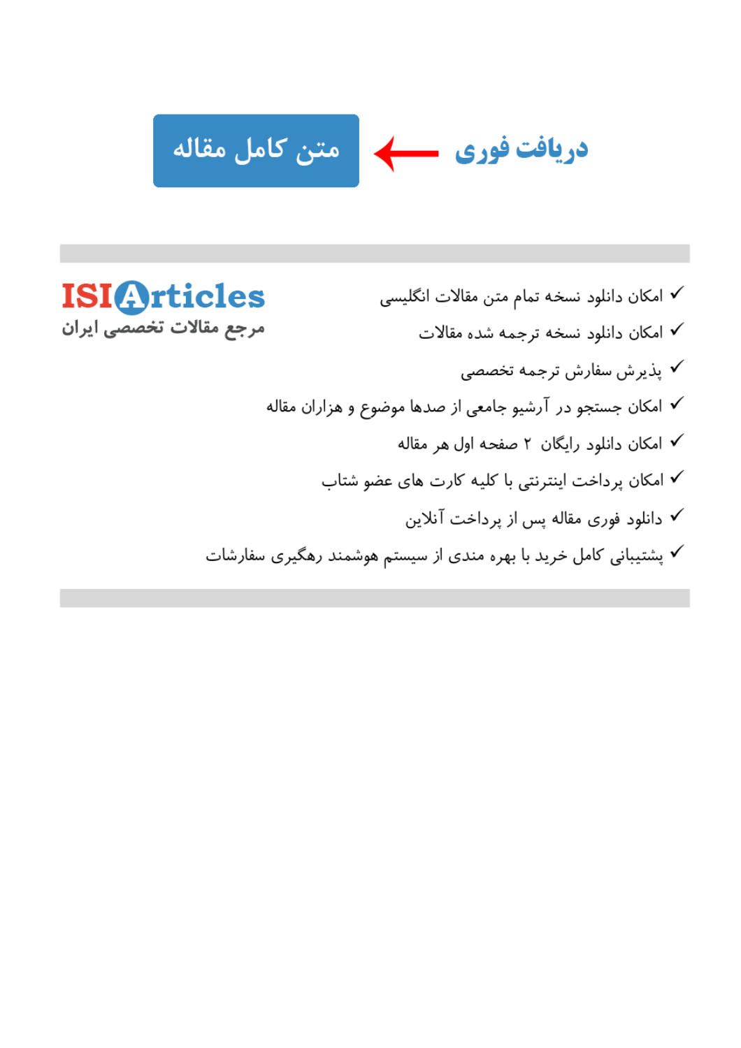دریافت فوری ← متن کامل مقاله

ISIArticles
مرجع مقالات تخصصی ایران

- ✓ امکان دانلود نسخه تمام متن مقالات انگلیسی
- ✓ امکان دانلود نسخه ترجمه شده مقالات
- ✓ پذیرش سفارش ترجمه تخصصی
- ✓ امکان جستجو در آرشیو جامعی از صدها موضوع و هزاران مقاله
- ✓ امکان دانلود رایگان ۲ صفحه اول هر مقاله
- ✓ امکان پرداخت اینترنتی با کلیه کارت های عضو شتاب
- ✓ دانلود فوری مقاله پس از پرداخت آنلاین
- ✓ پشتیبانی کامل خرید با بهره مندی از سیستم هوشمند رهگیری سفارشات